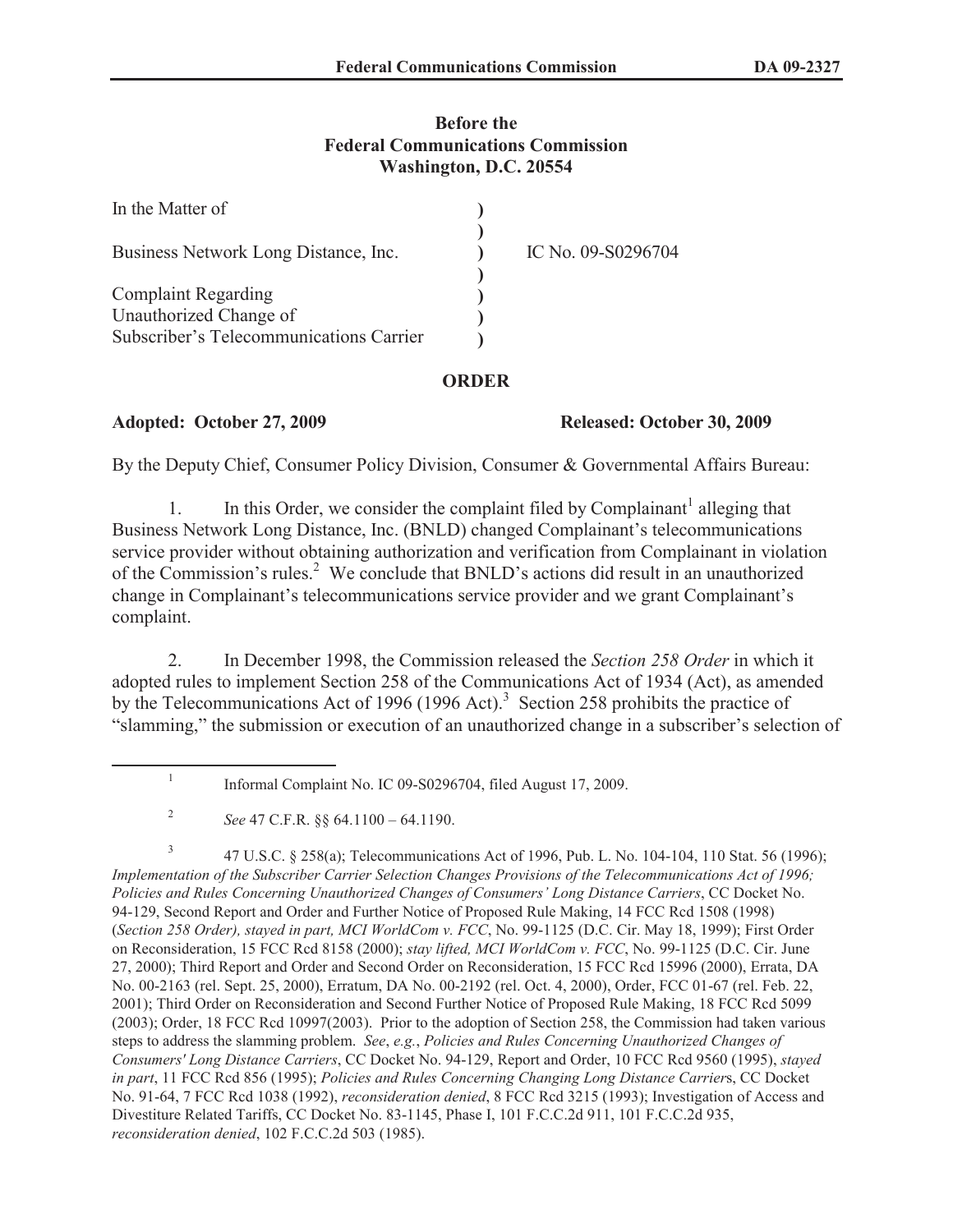**Before the**
**Federal Communications Commission**
**Washington, D.C. 20554**

| | | |
|---|---|---|
| In the Matter of | ) | |
| | ) | |
| Business Network Long Distance, Inc. | ) | IC No. 09-S0296704 |
| | ) | |
| Complaint Regarding | ) | |
| Unauthorized Change of | ) | |
| Subscriber's Telecommunications Carrier | ) | |

**ORDER**

**Adopted: October 27, 2009** **Released: October 30, 2009**

By the Deputy Chief, Consumer Policy Division, Consumer & Governmental Affairs Bureau:

1. In this Order, we consider the complaint filed by Complainant[1] alleging that Business Network Long Distance, Inc. (BNLD) changed Complainant's telecommunications service provider without obtaining authorization and verification from Complainant in violation of the Commission's rules.[2] We conclude that BNLD's actions did result in an unauthorized change in Complainant's telecommunications service provider and we grant Complainant's complaint.

2. In December 1998, the Commission released the *Section 258 Order* in which it adopted rules to implement Section 258 of the Communications Act of 1934 (Act), as amended by the Telecommunications Act of 1996 (1996 Act).[3] Section 258 prohibits the practice of "slamming," the submission or execution of an unauthorized change in a subscriber's selection of

---

[1] Informal Complaint No. IC 09-S0296704, filed August 17, 2009.

[2] *See* 47 C.F.R. §§ 64.1100 – 64.1190.

[3] 47 U.S.C. § 258(a); Telecommunications Act of 1996, Pub. L. No. 104-104, 110 Stat. 56 (1996); *Implementation of the Subscriber Carrier Selection Changes Provisions of the Telecommunications Act of 1996; Policies and Rules Concerning Unauthorized Changes of Consumers' Long Distance Carriers*, CC Docket No. 94-129, Second Report and Order and Further Notice of Proposed Rule Making, 14 FCC Rcd 1508 (1998) (*Section 258 Order), stayed in part, MCI WorldCom v. FCC*, No. 99-1125 (D.C. Cir. May 18, 1999); First Order on Reconsideration, 15 FCC Rcd 8158 (2000); *stay lifted, MCI WorldCom v. FCC*, No. 99-1125 (D.C. Cir. June 27, 2000); Third Report and Order and Second Order on Reconsideration, 15 FCC Rcd 15996 (2000), Errata, DA No. 00-2163 (rel. Sept. 25, 2000), Erratum, DA No. 00-2192 (rel. Oct. 4, 2000), Order, FCC 01-67 (rel. Feb. 22, 2001); Third Order on Reconsideration and Second Further Notice of Proposed Rule Making, 18 FCC Rcd 5099 (2003); Order, 18 FCC Rcd 10997(2003). Prior to the adoption of Section 258, the Commission had taken various steps to address the slamming problem. *See*, *e.g.*, *Policies and Rules Concerning Unauthorized Changes of Consumers' Long Distance Carriers*, CC Docket No. 94-129, Report and Order, 10 FCC Rcd 9560 (1995), *stayed in part*, 11 FCC Rcd 856 (1995); *Policies and Rules Concerning Changing Long Distance Carrier*s, CC Docket No. 91-64, 7 FCC Rcd 1038 (1992), *reconsideration denied*, 8 FCC Rcd 3215 (1993); Investigation of Access and Divestiture Related Tariffs, CC Docket No. 83-1145, Phase I, 101 F.C.C.2d 911, 101 F.C.C.2d 935, *reconsideration denied*, 102 F.C.C.2d 503 (1985).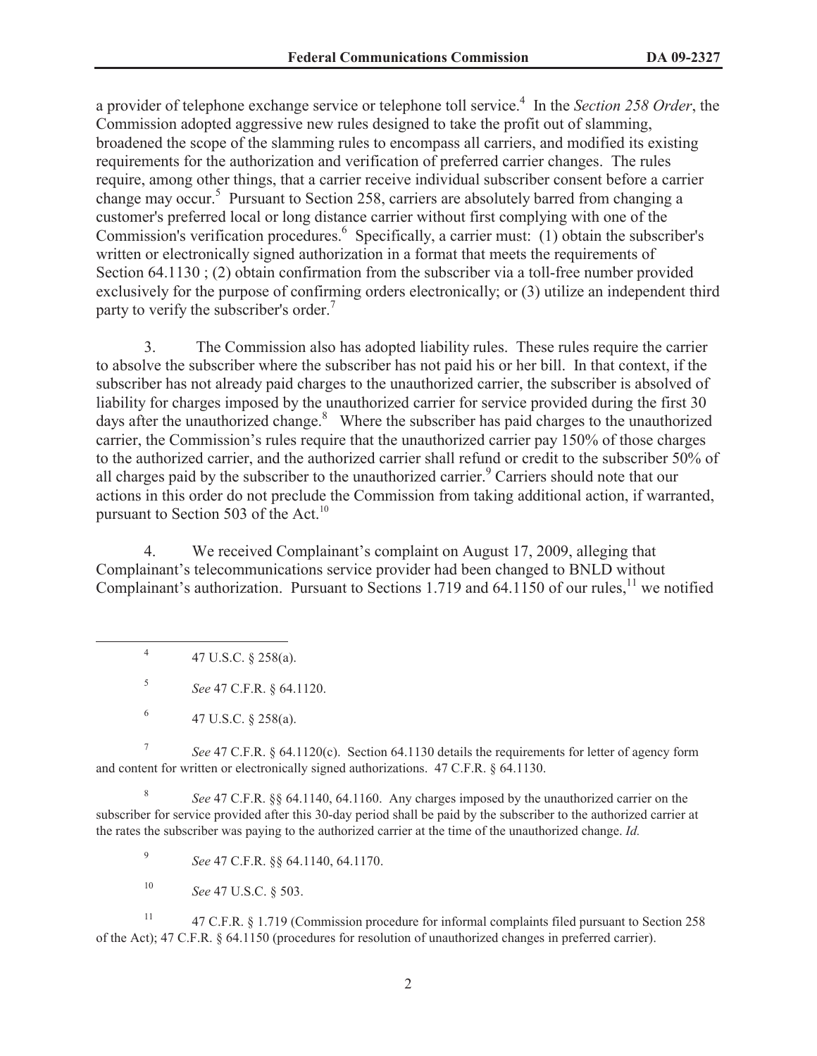a provider of telephone exchange service or telephone toll service.[4] In the *Section 258 Order*, the Commission adopted aggressive new rules designed to take the profit out of slamming, broadened the scope of the slamming rules to encompass all carriers, and modified its existing requirements for the authorization and verification of preferred carrier changes. The rules require, among other things, that a carrier receive individual subscriber consent before a carrier change may occur.[5] Pursuant to Section 258, carriers are absolutely barred from changing a customer's preferred local or long distance carrier without first complying with one of the Commission's verification procedures.[6] Specifically, a carrier must: (1) obtain the subscriber's written or electronically signed authorization in a format that meets the requirements of Section 64.1130 ; (2) obtain confirmation from the subscriber via a toll-free number provided exclusively for the purpose of confirming orders electronically; or (3) utilize an independent third party to verify the subscriber's order.[7]

3. The Commission also has adopted liability rules. These rules require the carrier to absolve the subscriber where the subscriber has not paid his or her bill. In that context, if the subscriber has not already paid charges to the unauthorized carrier, the subscriber is absolved of liability for charges imposed by the unauthorized carrier for service provided during the first 30 days after the unauthorized change.[8] Where the subscriber has paid charges to the unauthorized carrier, the Commission's rules require that the unauthorized carrier pay 150% of those charges to the authorized carrier, and the authorized carrier shall refund or credit to the subscriber 50% of all charges paid by the subscriber to the unauthorized carrier.[9] Carriers should note that our actions in this order do not preclude the Commission from taking additional action, if warranted, pursuant to Section 503 of the Act.[10]

4. We received Complainant's complaint on August 17, 2009, alleging that Complainant's telecommunications service provider had been changed to BNLD without Complainant's authorization. Pursuant to Sections 1.719 and 64.1150 of our rules,[11] we notified

---

[4] 47 U.S.C. § 258(a).

[5] *See* 47 C.F.R. § 64.1120.

[6] 47 U.S.C. § 258(a).

[7] *See* 47 C.F.R. § 64.1120(c). Section 64.1130 details the requirements for letter of agency form and content for written or electronically signed authorizations. 47 C.F.R. § 64.1130.

[8] *See* 47 C.F.R. §§ 64.1140, 64.1160. Any charges imposed by the unauthorized carrier on the subscriber for service provided after this 30-day period shall be paid by the subscriber to the authorized carrier at the rates the subscriber was paying to the authorized carrier at the time of the unauthorized change. *Id.*

[9] *See* 47 C.F.R. §§ 64.1140, 64.1170.

[10] *See* 47 U.S.C. § 503.

[11] 47 C.F.R. § 1.719 (Commission procedure for informal complaints filed pursuant to Section 258 of the Act); 47 C.F.R. § 64.1150 (procedures for resolution of unauthorized changes in preferred carrier).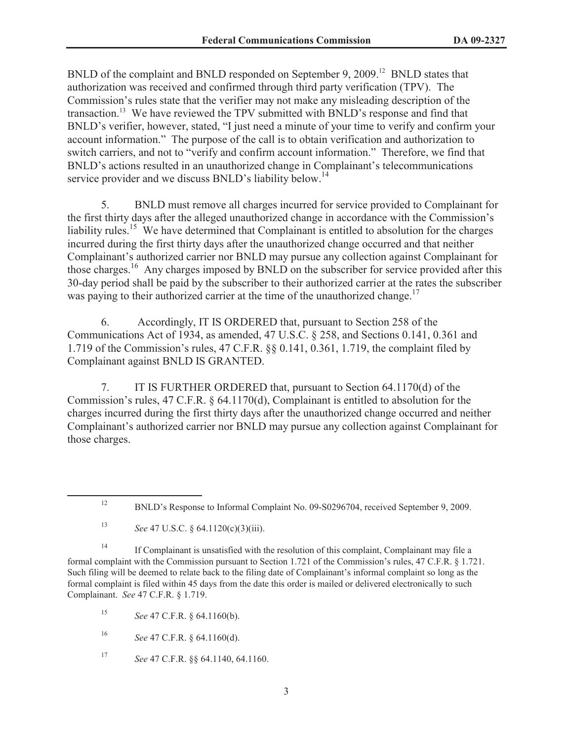BNLD of the complaint and BNLD responded on September 9, 2009.[12] BNLD states that authorization was received and confirmed through third party verification (TPV). The Commission's rules state that the verifier may not make any misleading description of the transaction.[13] We have reviewed the TPV submitted with BNLD's response and find that BNLD's verifier, however, stated, "I just need a minute of your time to verify and confirm your account information." The purpose of the call is to obtain verification and authorization to switch carriers, and not to "verify and confirm account information." Therefore, we find that BNLD's actions resulted in an unauthorized change in Complainant's telecommunications service provider and we discuss BNLD's liability below.[14]

5. BNLD must remove all charges incurred for service provided to Complainant for the first thirty days after the alleged unauthorized change in accordance with the Commission's liability rules.[15] We have determined that Complainant is entitled to absolution for the charges incurred during the first thirty days after the unauthorized change occurred and that neither Complainant's authorized carrier nor BNLD may pursue any collection against Complainant for those charges.[16] Any charges imposed by BNLD on the subscriber for service provided after this 30-day period shall be paid by the subscriber to their authorized carrier at the rates the subscriber was paying to their authorized carrier at the time of the unauthorized change.[17]

6. Accordingly, IT IS ORDERED that, pursuant to Section 258 of the Communications Act of 1934, as amended, 47 U.S.C. § 258, and Sections 0.141, 0.361 and 1.719 of the Commission's rules, 47 C.F.R. §§ 0.141, 0.361, 1.719, the complaint filed by Complainant against BNLD IS GRANTED.

7. IT IS FURTHER ORDERED that, pursuant to Section 64.1170(d) of the Commission's rules, 47 C.F.R. § 64.1170(d), Complainant is entitled to absolution for the charges incurred during the first thirty days after the unauthorized change occurred and neither Complainant's authorized carrier nor BNLD may pursue any collection against Complainant for those charges.

---

[12] BNLD's Response to Informal Complaint No. 09-S0296704, received September 9, 2009.

[13] *See* 47 U.S.C. § 64.1120(c)(3)(iii).

[14] If Complainant is unsatisfied with the resolution of this complaint, Complainant may file a formal complaint with the Commission pursuant to Section 1.721 of the Commission's rules, 47 C.F.R. § 1.721. Such filing will be deemed to relate back to the filing date of Complainant's informal complaint so long as the formal complaint is filed within 45 days from the date this order is mailed or delivered electronically to such Complainant. *See* 47 C.F.R. § 1.719.

[15] *See* 47 C.F.R. § 64.1160(b).

[16] *See* 47 C.F.R. § 64.1160(d).

[17] *See* 47 C.F.R. §§ 64.1140, 64.1160.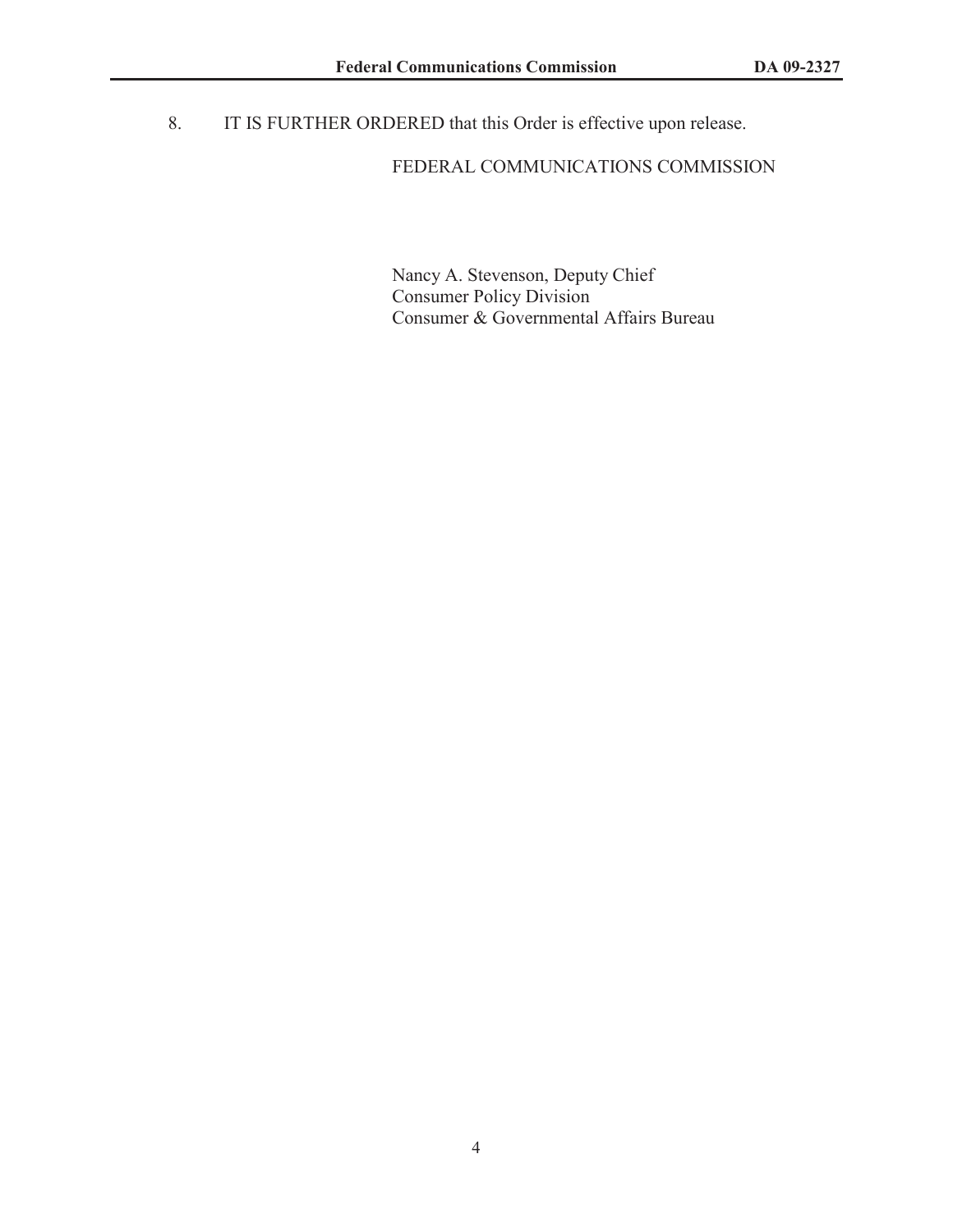8. IT IS FURTHER ORDERED that this Order is effective upon release.

FEDERAL COMMUNICATIONS COMMISSION

Nancy A. Stevenson, Deputy Chief
Consumer Policy Division
Consumer & Governmental Affairs Bureau